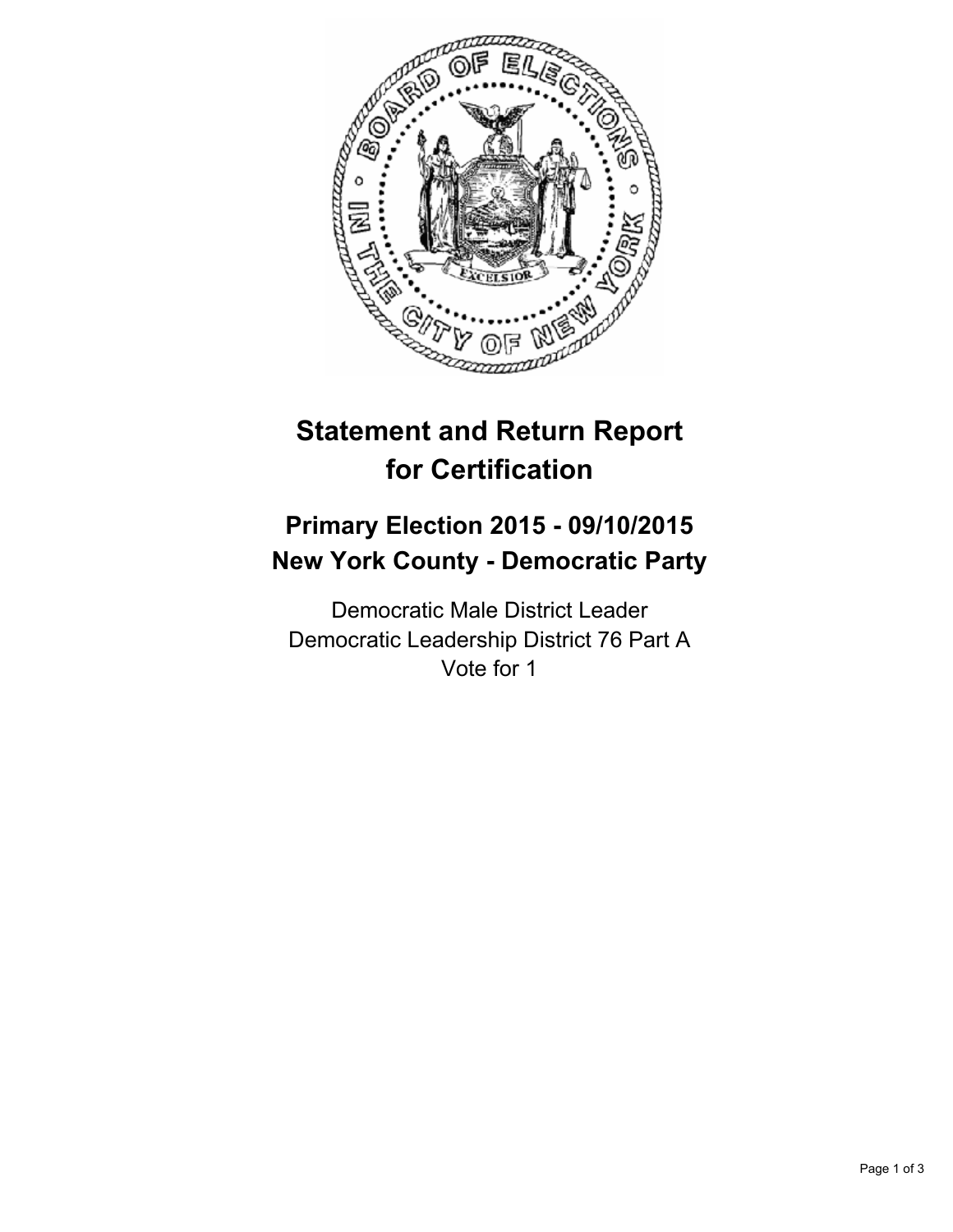# Statement and Return Report for Certification

## Primary Election 2015 - 09/10/2015
## New York County - Democratic Party

Democratic Male District Leader
Democratic Leadership District 76 Part A
Vote for 1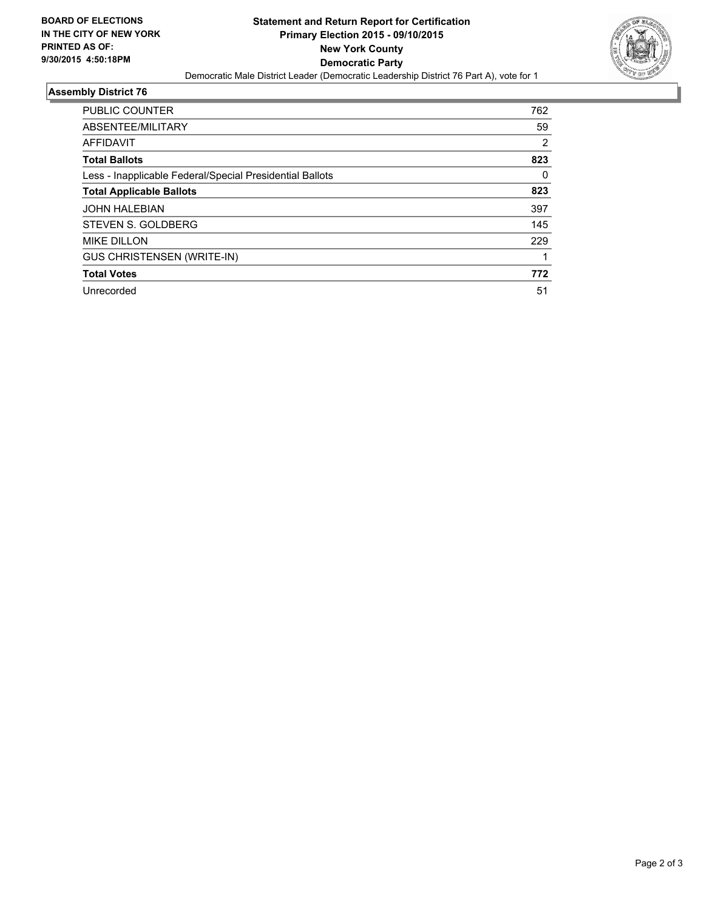**BOARD OF ELECTIONS IN THE CITY OF NEW YORK PRINTED AS OF: 9/30/2015 4:50:18PM**

**Statement and Return Report for Certification**
**Primary Election 2015 - 09/10/2015**
**New York County**
**Democratic Party**

Democratic Male District Leader (Democratic Leadership District 76 Part A), vote for 1

## Assembly District 76

| | |
|---|---|
| PUBLIC COUNTER | 762 |
| ABSENTEE/MILITARY | 59 |
| AFFIDAVIT | 2 |
| **Total Ballots** | **823** |
| Less - Inapplicable Federal/Special Presidential Ballots | 0 |
| **Total Applicable Ballots** | **823** |
| JOHN HALEBIAN | 397 |
| STEVEN S. GOLDBERG | 145 |
| MIKE DILLON | 229 |
| GUS CHRISTENSEN (WRITE-IN) | 1 |
| **Total Votes** | **772** |
| Unrecorded | 51 |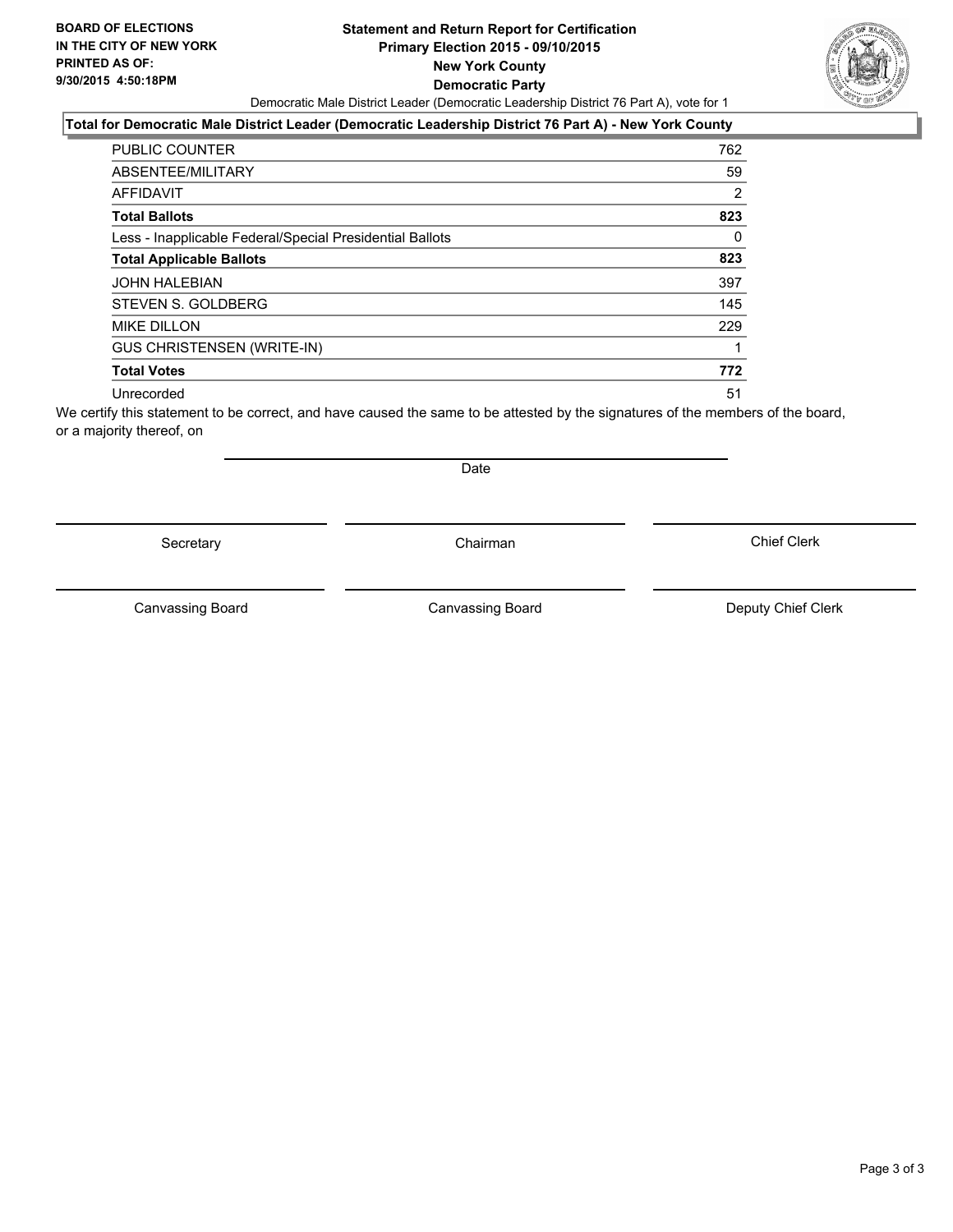**BOARD OF ELECTIONS IN THE CITY OF NEW YORK PRINTED AS OF: 9/30/2015 4:50:18PM**

**Statement and Return Report for Certification Primary Election 2015 - 09/10/2015 New York County Democratic Party**

Democratic Male District Leader (Democratic Leadership District 76 Part A), vote for 1

**Total for Democratic Male District Leader (Democratic Leadership District 76 Part A) - New York County**

| | |
|---|---|
| PUBLIC COUNTER | 762 |
| ABSENTEE/MILITARY | 59 |
| AFFIDAVIT | 2 |
| **Total Ballots** | **823** |
| Less - Inapplicable Federal/Special Presidential Ballots | 0 |
| **Total Applicable Ballots** | **823** |
| JOHN HALEBIAN | 397 |
| STEVEN S. GOLDBERG | 145 |
| MIKE DILLON | 229 |
| GUS CHRISTENSEN (WRITE-IN) | 1 |
| **Total Votes** | **772** |
| Unrecorded | 51 |

We certify this statement to be correct, and have caused the same to be attested by the signatures of the members of the board, or a majority thereof, on

Date

Secretary | Chairman | Chief Clerk

Canvassing Board | Canvassing Board | Deputy Chief Clerk